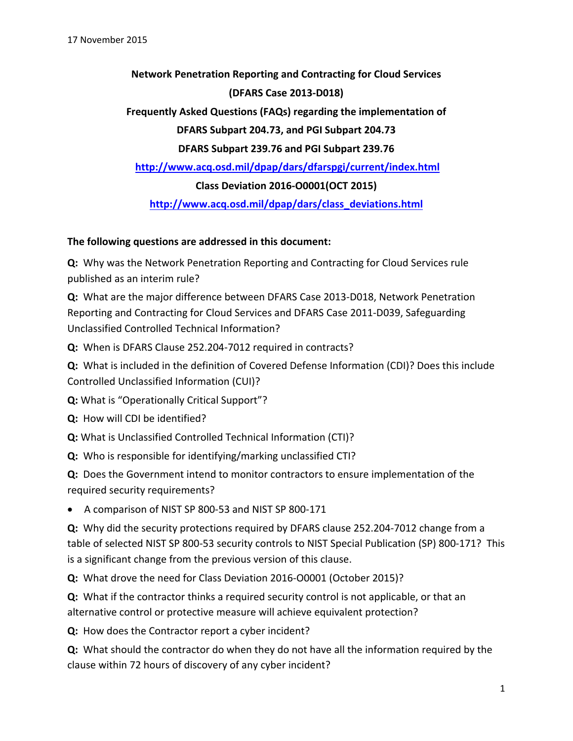17 November 2015

**Network Penetration Reporting and Contracting for Cloud Services**

**(DFARS Case 2013-D018)**

**Frequently Asked Questions (FAQs) regarding the implementation of**

**DFARS Subpart 204.73, and PGI Subpart 204.73**

**DFARS Subpart 239.76 and PGI Subpart 239.76**

**http://www.acq.osd.mil/dpap/dars/dfarspgi/current/index.html**

**Class Deviation 2016-O0001(OCT 2015)**

**http://www.acq.osd.mil/dpap/dars/class_deviations.html**

**The following questions are addressed in this document:**

**Q:** Why was the Network Penetration Reporting and Contracting for Cloud Services rule published as an interim rule?

**Q:** What are the major difference between DFARS Case 2013-D018, Network Penetration Reporting and Contracting for Cloud Services and DFARS Case 2011-D039, Safeguarding Unclassified Controlled Technical Information?

**Q:** When is DFARS Clause 252.204-7012 required in contracts?

**Q:** What is included in the definition of Covered Defense Information (CDI)? Does this include Controlled Unclassified Information (CUI)?

**Q:** What is "Operationally Critical Support"?

**Q:** How will CDI be identified?

**Q:** What is Unclassified Controlled Technical Information (CTI)?

**Q:** Who is responsible for identifying/marking unclassified CTI?

**Q:** Does the Government intend to monitor contractors to ensure implementation of the required security requirements?

- A comparison of NIST SP 800-53 and NIST SP 800-171

**Q:** Why did the security protections required by DFARS clause 252.204-7012 change from a table of selected NIST SP 800-53 security controls to NIST Special Publication (SP) 800-171? This is a significant change from the previous version of this clause.

**Q:** What drove the need for Class Deviation 2016-O0001 (October 2015)?

**Q:** What if the contractor thinks a required security control is not applicable, or that an alternative control or protective measure will achieve equivalent protection?

**Q:** How does the Contractor report a cyber incident?

**Q:** What should the contractor do when they do not have all the information required by the clause within 72 hours of discovery of any cyber incident?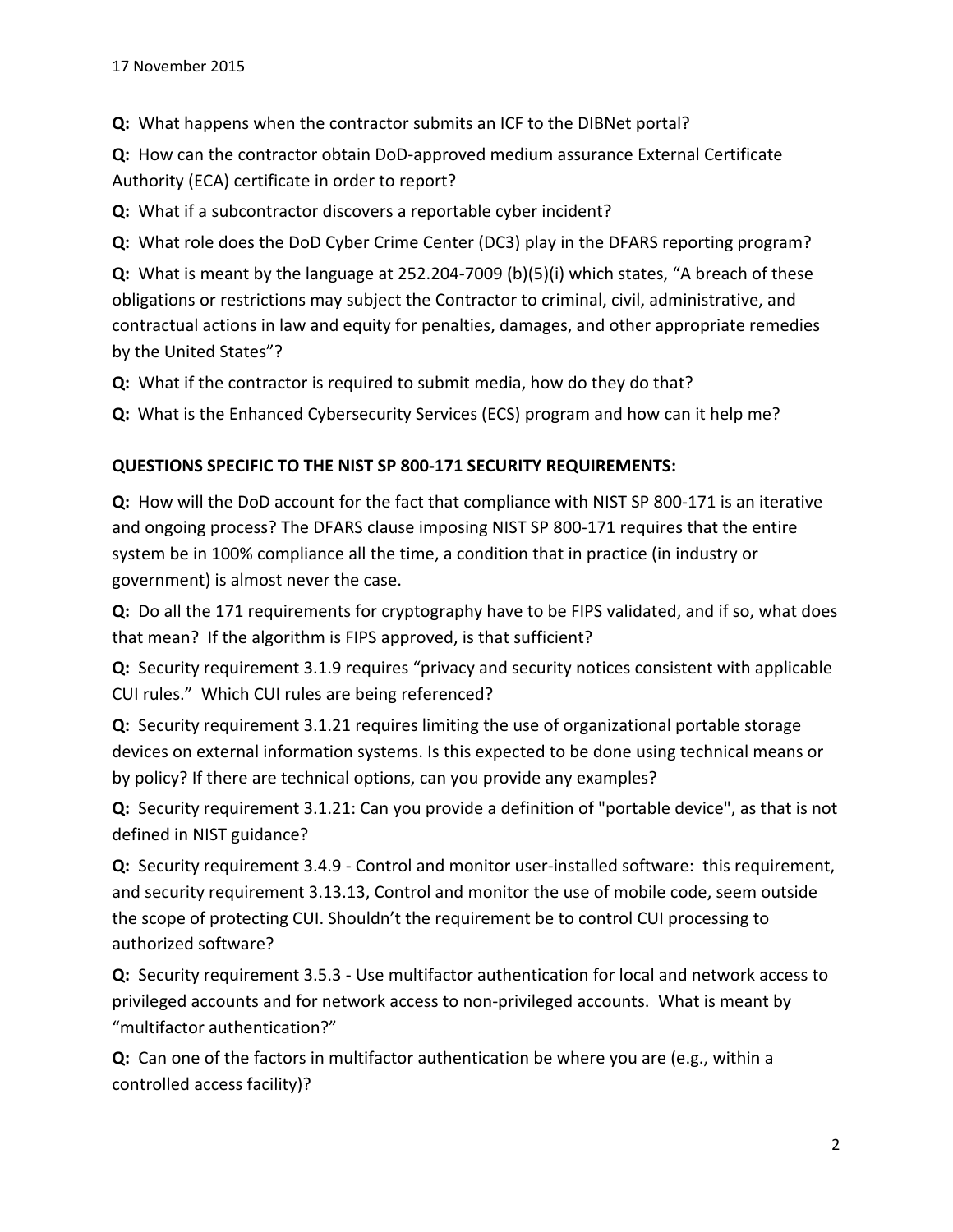**Q:** What happens when the contractor submits an ICF to the DIBNet portal?

**Q:** How can the contractor obtain DoD-approved medium assurance External Certificate Authority (ECA) certificate in order to report?

**Q:** What if a subcontractor discovers a reportable cyber incident?

**Q:** What role does the DoD Cyber Crime Center (DC3) play in the DFARS reporting program?

**Q:** What is meant by the language at 252.204-7009 (b)(5)(i) which states, "A breach of these obligations or restrictions may subject the Contractor to criminal, civil, administrative, and contractual actions in law and equity for penalties, damages, and other appropriate remedies by the United States"?

**Q:** What if the contractor is required to submit media, how do they do that?

**Q:** What is the Enhanced Cybersecurity Services (ECS) program and how can it help me?

**QUESTIONS SPECIFIC TO THE NIST SP 800-171 SECURITY REQUIREMENTS:**

**Q:** How will the DoD account for the fact that compliance with NIST SP 800-171 is an iterative and ongoing process? The DFARS clause imposing NIST SP 800-171 requires that the entire system be in 100% compliance all the time, a condition that in practice (in industry or government) is almost never the case.

**Q:** Do all the 171 requirements for cryptography have to be FIPS validated, and if so, what does that mean? If the algorithm is FIPS approved, is that sufficient?

**Q:** Security requirement 3.1.9 requires "privacy and security notices consistent with applicable CUI rules." Which CUI rules are being referenced?

**Q:** Security requirement 3.1.21 requires limiting the use of organizational portable storage devices on external information systems. Is this expected to be done using technical means or by policy? If there are technical options, can you provide any examples?

**Q:** Security requirement 3.1.21: Can you provide a definition of "portable device", as that is not defined in NIST guidance?

**Q:** Security requirement 3.4.9 - Control and monitor user-installed software: this requirement, and security requirement 3.13.13, Control and monitor the use of mobile code, seem outside the scope of protecting CUI. Shouldn't the requirement be to control CUI processing to authorized software?

**Q:** Security requirement 3.5.3 - Use multifactor authentication for local and network access to privileged accounts and for network access to non-privileged accounts. What is meant by "multifactor authentication?"

**Q:** Can one of the factors in multifactor authentication be where you are (e.g., within a controlled access facility)?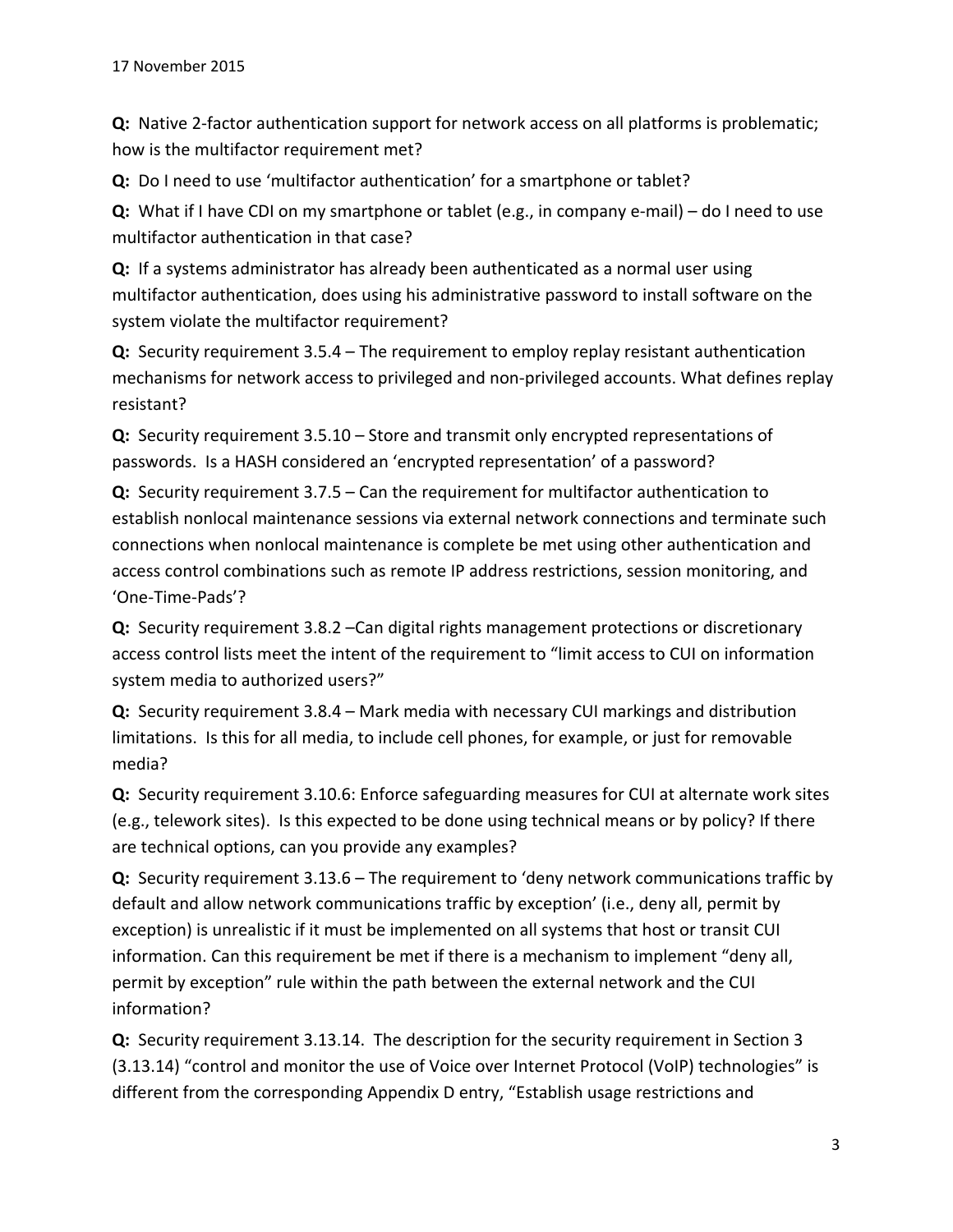17 November 2015

**Q:** Native 2-factor authentication support for network access on all platforms is problematic; how is the multifactor requirement met?

**Q:** Do I need to use 'multifactor authentication' for a smartphone or tablet?

**Q:** What if I have CDI on my smartphone or tablet (e.g., in company e-mail) – do I need to use multifactor authentication in that case?

**Q:** If a systems administrator has already been authenticated as a normal user using multifactor authentication, does using his administrative password to install software on the system violate the multifactor requirement?

**Q:** Security requirement 3.5.4 – The requirement to employ replay resistant authentication mechanisms for network access to privileged and non-privileged accounts. What defines replay resistant?

**Q:** Security requirement 3.5.10 – Store and transmit only encrypted representations of passwords. Is a HASH considered an 'encrypted representation' of a password?

**Q:** Security requirement 3.7.5 – Can the requirement for multifactor authentication to establish nonlocal maintenance sessions via external network connections and terminate such connections when nonlocal maintenance is complete be met using other authentication and access control combinations such as remote IP address restrictions, session monitoring, and 'One-Time-Pads'?

**Q:** Security requirement 3.8.2 –Can digital rights management protections or discretionary access control lists meet the intent of the requirement to "limit access to CUI on information system media to authorized users?"

**Q:** Security requirement 3.8.4 – Mark media with necessary CUI markings and distribution limitations. Is this for all media, to include cell phones, for example, or just for removable media?

**Q:** Security requirement 3.10.6: Enforce safeguarding measures for CUI at alternate work sites (e.g., telework sites). Is this expected to be done using technical means or by policy? If there are technical options, can you provide any examples?

**Q:** Security requirement 3.13.6 – The requirement to 'deny network communications traffic by default and allow network communications traffic by exception' (i.e., deny all, permit by exception) is unrealistic if it must be implemented on all systems that host or transit CUI information. Can this requirement be met if there is a mechanism to implement "deny all, permit by exception" rule within the path between the external network and the CUI information?

**Q:** Security requirement 3.13.14. The description for the security requirement in Section 3 (3.13.14) "control and monitor the use of Voice over Internet Protocol (VoIP) technologies" is different from the corresponding Appendix D entry, "Establish usage restrictions and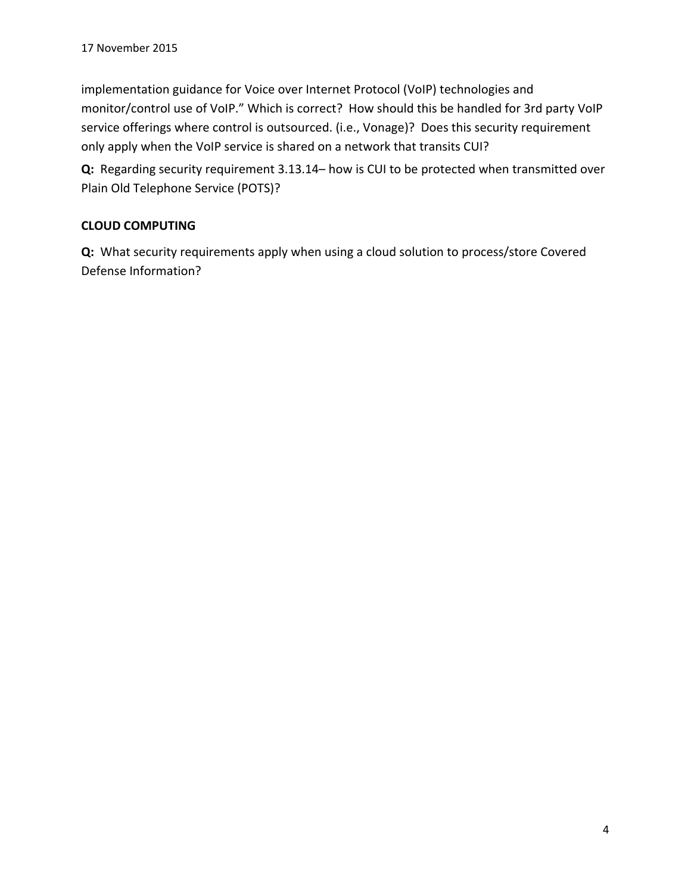implementation guidance for Voice over Internet Protocol (VoIP) technologies and monitor/control use of VoIP." Which is correct? How should this be handled for 3rd party VoIP service offerings where control is outsourced. (i.e., Vonage)? Does this security requirement only apply when the VoIP service is shared on a network that transits CUI?

**Q:** Regarding security requirement 3.13.14– how is CUI to be protected when transmitted over Plain Old Telephone Service (POTS)?

**CLOUD COMPUTING**

**Q:** What security requirements apply when using a cloud solution to process/store Covered Defense Information?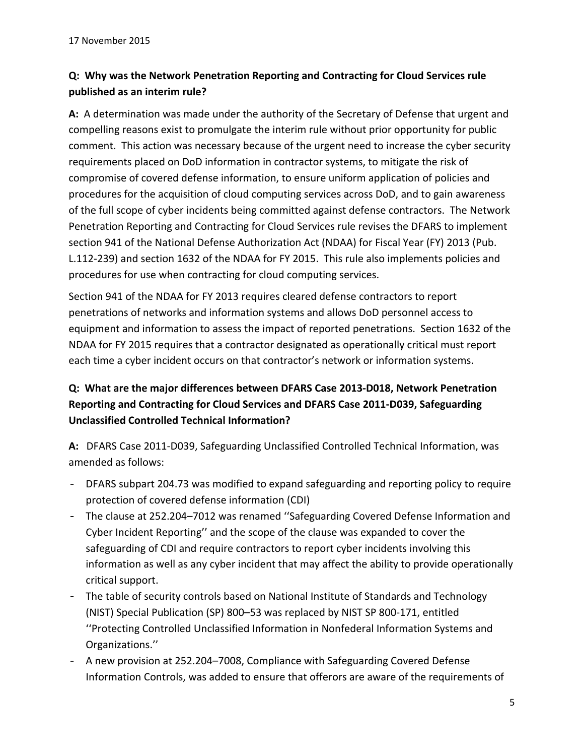17 November 2015

**Q: Why was the Network Penetration Reporting and Contracting for Cloud Services rule published as an interim rule?**

**A:** A determination was made under the authority of the Secretary of Defense that urgent and compelling reasons exist to promulgate the interim rule without prior opportunity for public comment. This action was necessary because of the urgent need to increase the cyber security requirements placed on DoD information in contractor systems, to mitigate the risk of compromise of covered defense information, to ensure uniform application of policies and procedures for the acquisition of cloud computing services across DoD, and to gain awareness of the full scope of cyber incidents being committed against defense contractors. The Network Penetration Reporting and Contracting for Cloud Services rule revises the DFARS to implement section 941 of the National Defense Authorization Act (NDAA) for Fiscal Year (FY) 2013 (Pub. L.112-239) and section 1632 of the NDAA for FY 2015. This rule also implements policies and procedures for use when contracting for cloud computing services.

Section 941 of the NDAA for FY 2013 requires cleared defense contractors to report penetrations of networks and information systems and allows DoD personnel access to equipment and information to assess the impact of reported penetrations. Section 1632 of the NDAA for FY 2015 requires that a contractor designated as operationally critical must report each time a cyber incident occurs on that contractor's network or information systems.

**Q: What are the major differences between DFARS Case 2013-D018, Network Penetration Reporting and Contracting for Cloud Services and DFARS Case 2011-D039, Safeguarding Unclassified Controlled Technical Information?**

**A:** DFARS Case 2011-D039, Safeguarding Unclassified Controlled Technical Information, was amended as follows:

- DFARS subpart 204.73 was modified to expand safeguarding and reporting policy to require protection of covered defense information (CDI)
- The clause at 252.204–7012 was renamed ''Safeguarding Covered Defense Information and Cyber Incident Reporting'' and the scope of the clause was expanded to cover the safeguarding of CDI and require contractors to report cyber incidents involving this information as well as any cyber incident that may affect the ability to provide operationally critical support.
- The table of security controls based on National Institute of Standards and Technology (NIST) Special Publication (SP) 800–53 was replaced by NIST SP 800-171, entitled ''Protecting Controlled Unclassified Information in Nonfederal Information Systems and Organizations.''
- A new provision at 252.204–7008, Compliance with Safeguarding Covered Defense Information Controls, was added to ensure that offerors are aware of the requirements of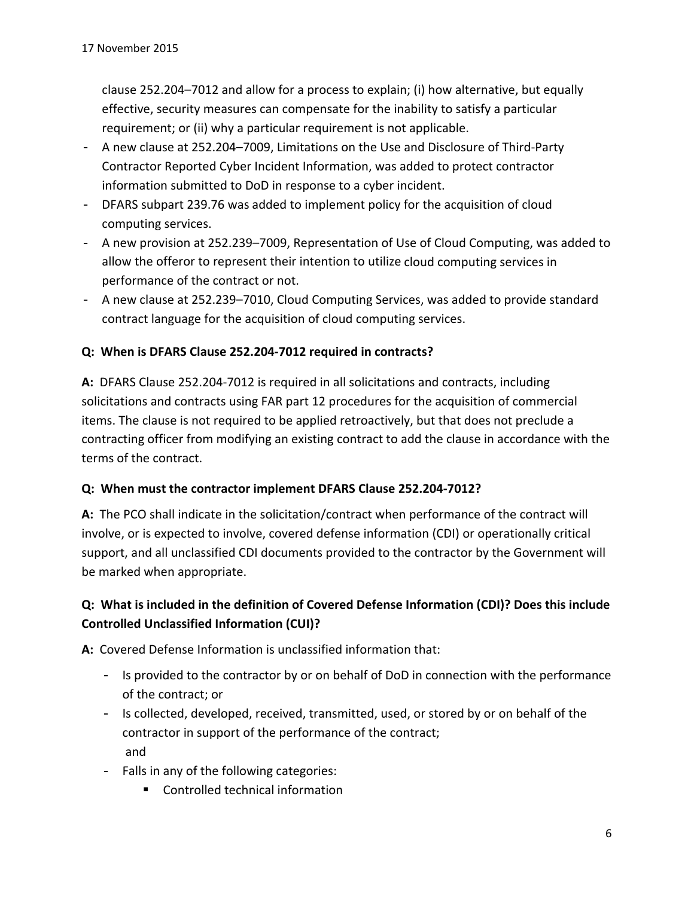clause 252.204–7012 and allow for a process to explain; (i) how alternative, but equally effective, security measures can compensate for the inability to satisfy a particular requirement; or (ii) why a particular requirement is not applicable.

- A new clause at 252.204–7009, Limitations on the Use and Disclosure of Third-Party Contractor Reported Cyber Incident Information, was added to protect contractor information submitted to DoD in response to a cyber incident.
- DFARS subpart 239.76 was added to implement policy for the acquisition of cloud computing services.
- A new provision at 252.239–7009, Representation of Use of Cloud Computing, was added to allow the offeror to represent their intention to utilize cloud computing services in performance of the contract or not.
- A new clause at 252.239–7010, Cloud Computing Services, was added to provide standard contract language for the acquisition of cloud computing services.

**Q: When is DFARS Clause 252.204-7012 required in contracts?**

**A:** DFARS Clause 252.204-7012 is required in all solicitations and contracts, including solicitations and contracts using FAR part 12 procedures for the acquisition of commercial items. The clause is not required to be applied retroactively, but that does not preclude a contracting officer from modifying an existing contract to add the clause in accordance with the terms of the contract.

**Q: When must the contractor implement DFARS Clause 252.204-7012?**

**A:** The PCO shall indicate in the solicitation/contract when performance of the contract will involve, or is expected to involve, covered defense information (CDI) or operationally critical support, and all unclassified CDI documents provided to the contractor by the Government will be marked when appropriate.

**Q: What is included in the definition of Covered Defense Information (CDI)? Does this include Controlled Unclassified Information (CUI)?**

**A:** Covered Defense Information is unclassified information that:

- Is provided to the contractor by or on behalf of DoD in connection with the performance of the contract; or
- Is collected, developed, received, transmitted, used, or stored by or on behalf of the contractor in support of the performance of the contract;
  and
- Falls in any of the following categories:
  - Controlled technical information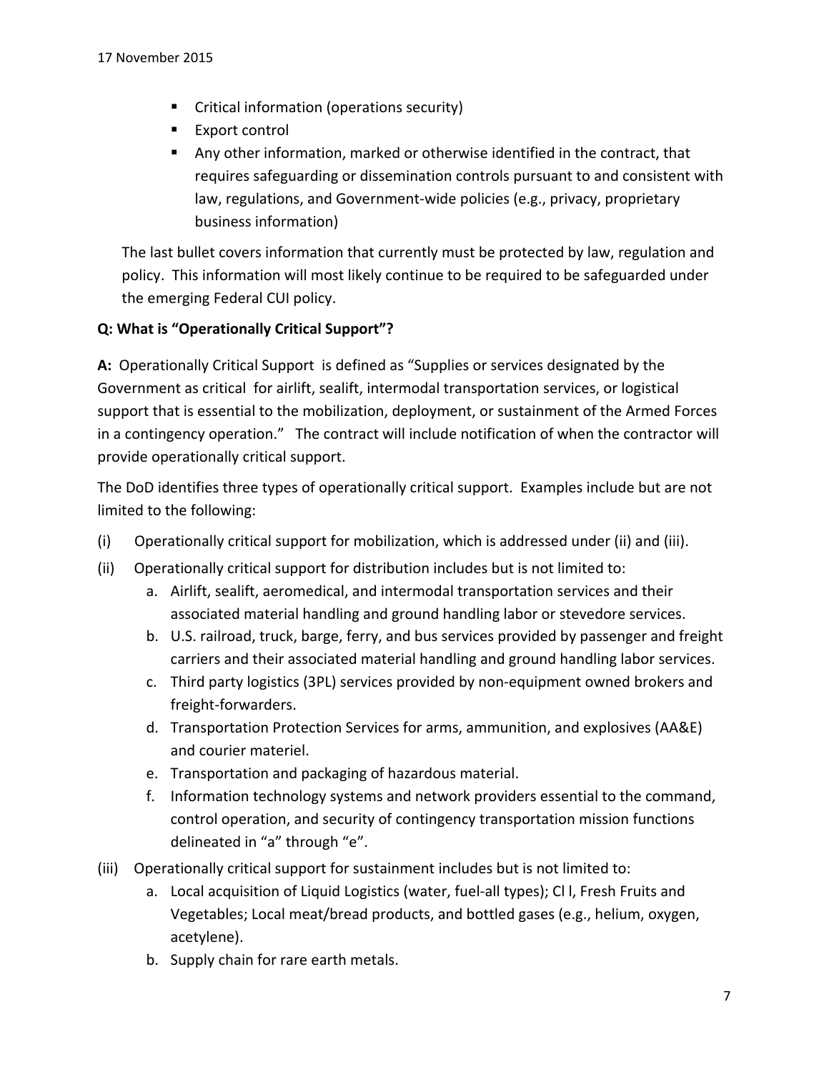- Critical information (operations security)
- Export control
- Any other information, marked or otherwise identified in the contract, that requires safeguarding or dissemination controls pursuant to and consistent with law, regulations, and Government-wide policies (e.g., privacy, proprietary business information)

The last bullet covers information that currently must be protected by law, regulation and policy. This information will most likely continue to be required to be safeguarded under the emerging Federal CUI policy.

**Q: What is "Operationally Critical Support"?**

**A:** Operationally Critical Support is defined as "Supplies or services designated by the Government as critical for airlift, sealift, intermodal transportation services, or logistical support that is essential to the mobilization, deployment, or sustainment of the Armed Forces in a contingency operation." The contract will include notification of when the contractor will provide operationally critical support.

The DoD identifies three types of operationally critical support. Examples include but are not limited to the following:

(i) Operationally critical support for mobilization, which is addressed under (ii) and (iii).

(ii) Operationally critical support for distribution includes but is not limited to:

   a. Airlift, sealift, aeromedical, and intermodal transportation services and their associated material handling and ground handling labor or stevedore services.
   b. U.S. railroad, truck, barge, ferry, and bus services provided by passenger and freight carriers and their associated material handling and ground handling labor services.
   c. Third party logistics (3PL) services provided by non-equipment owned brokers and freight-forwarders.
   d. Transportation Protection Services for arms, ammunition, and explosives (AA&E) and courier materiel.
   e. Transportation and packaging of hazardous material.
   f. Information technology systems and network providers essential to the command, control operation, and security of contingency transportation mission functions delineated in "a" through "e".

(iii) Operationally critical support for sustainment includes but is not limited to:

   a. Local acquisition of Liquid Logistics (water, fuel-all types); Cl l, Fresh Fruits and Vegetables; Local meat/bread products, and bottled gases (e.g., helium, oxygen, acetylene).
   b. Supply chain for rare earth metals.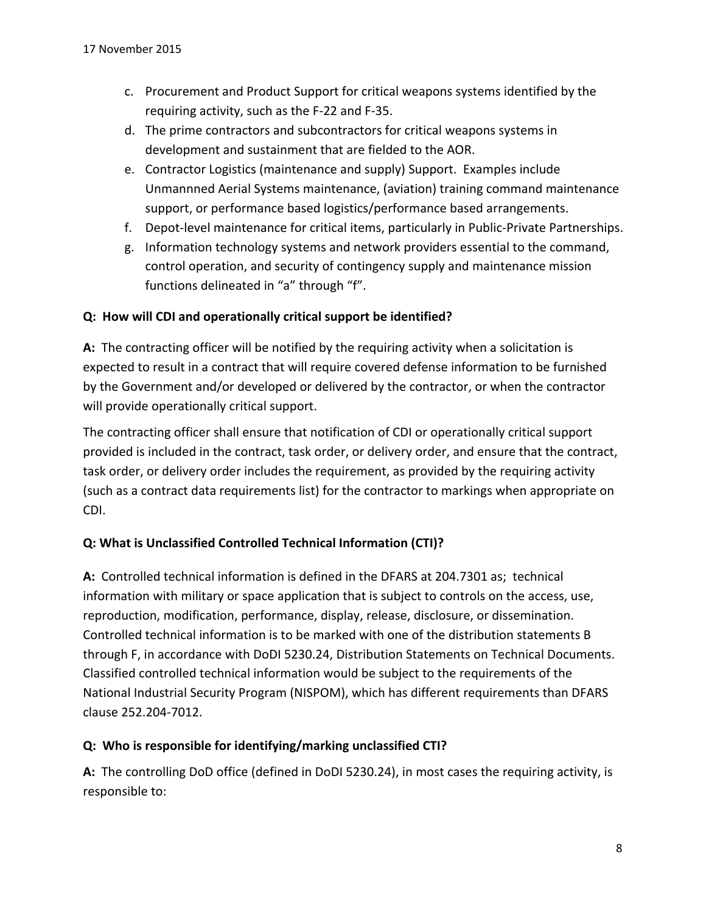c. Procurement and Product Support for critical weapons systems identified by the requiring activity, such as the F-22 and F-35.
d. The prime contractors and subcontractors for critical weapons systems in development and sustainment that are fielded to the AOR.
e. Contractor Logistics (maintenance and supply) Support. Examples include Unmannned Aerial Systems maintenance, (aviation) training command maintenance support, or performance based logistics/performance based arrangements.
f. Depot-level maintenance for critical items, particularly in Public-Private Partnerships.
g. Information technology systems and network providers essential to the command, control operation, and security of contingency supply and maintenance mission functions delineated in "a" through "f".

**Q: How will CDI and operationally critical support be identified?**

**A:** The contracting officer will be notified by the requiring activity when a solicitation is expected to result in a contract that will require covered defense information to be furnished by the Government and/or developed or delivered by the contractor, or when the contractor will provide operationally critical support.

The contracting officer shall ensure that notification of CDI or operationally critical support provided is included in the contract, task order, or delivery order, and ensure that the contract, task order, or delivery order includes the requirement, as provided by the requiring activity (such as a contract data requirements list) for the contractor to markings when appropriate on CDI.

**Q: What is Unclassified Controlled Technical Information (CTI)?**

**A:** Controlled technical information is defined in the DFARS at 204.7301 as; technical information with military or space application that is subject to controls on the access, use, reproduction, modification, performance, display, release, disclosure, or dissemination. Controlled technical information is to be marked with one of the distribution statements B through F, in accordance with DoDI 5230.24, Distribution Statements on Technical Documents. Classified controlled technical information would be subject to the requirements of the National Industrial Security Program (NISPOM), which has different requirements than DFARS clause 252.204-7012.

**Q: Who is responsible for identifying/marking unclassified CTI?**

**A:** The controlling DoD office (defined in DoDI 5230.24), in most cases the requiring activity, is responsible to: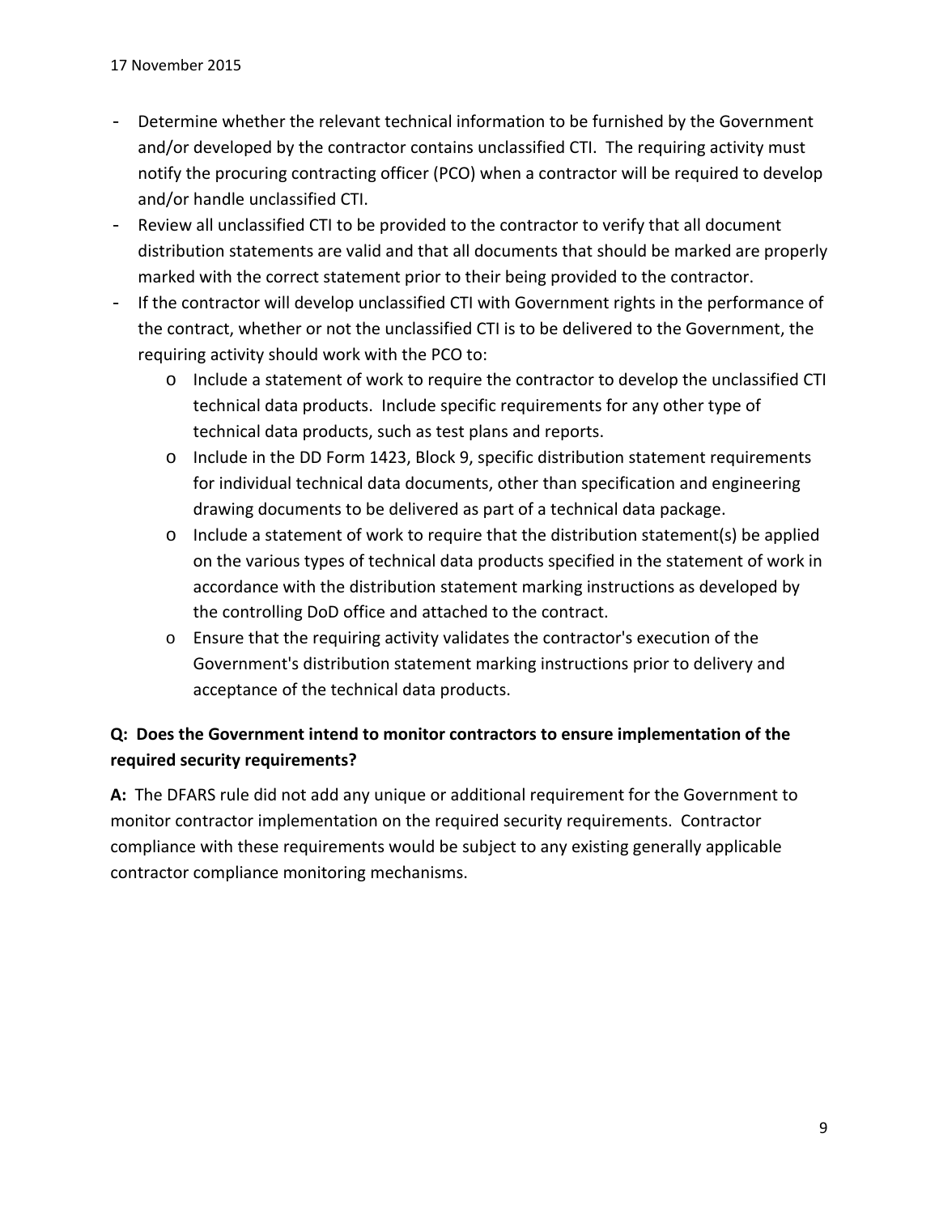- Determine whether the relevant technical information to be furnished by the Government and/or developed by the contractor contains unclassified CTI. The requiring activity must notify the procuring contracting officer (PCO) when a contractor will be required to develop and/or handle unclassified CTI.
- Review all unclassified CTI to be provided to the contractor to verify that all document distribution statements are valid and that all documents that should be marked are properly marked with the correct statement prior to their being provided to the contractor.
- If the contractor will develop unclassified CTI with Government rights in the performance of the contract, whether or not the unclassified CTI is to be delivered to the Government, the requiring activity should work with the PCO to:
  - Include a statement of work to require the contractor to develop the unclassified CTI technical data products. Include specific requirements for any other type of technical data products, such as test plans and reports.
  - Include in the DD Form 1423, Block 9, specific distribution statement requirements for individual technical data documents, other than specification and engineering drawing documents to be delivered as part of a technical data package.
  - Include a statement of work to require that the distribution statement(s) be applied on the various types of technical data products specified in the statement of work in accordance with the distribution statement marking instructions as developed by the controlling DoD office and attached to the contract.
  - Ensure that the requiring activity validates the contractor's execution of the Government's distribution statement marking instructions prior to delivery and acceptance of the technical data products.

**Q: Does the Government intend to monitor contractors to ensure implementation of the required security requirements?**

**A:** The DFARS rule did not add any unique or additional requirement for the Government to monitor contractor implementation on the required security requirements. Contractor compliance with these requirements would be subject to any existing generally applicable contractor compliance monitoring mechanisms.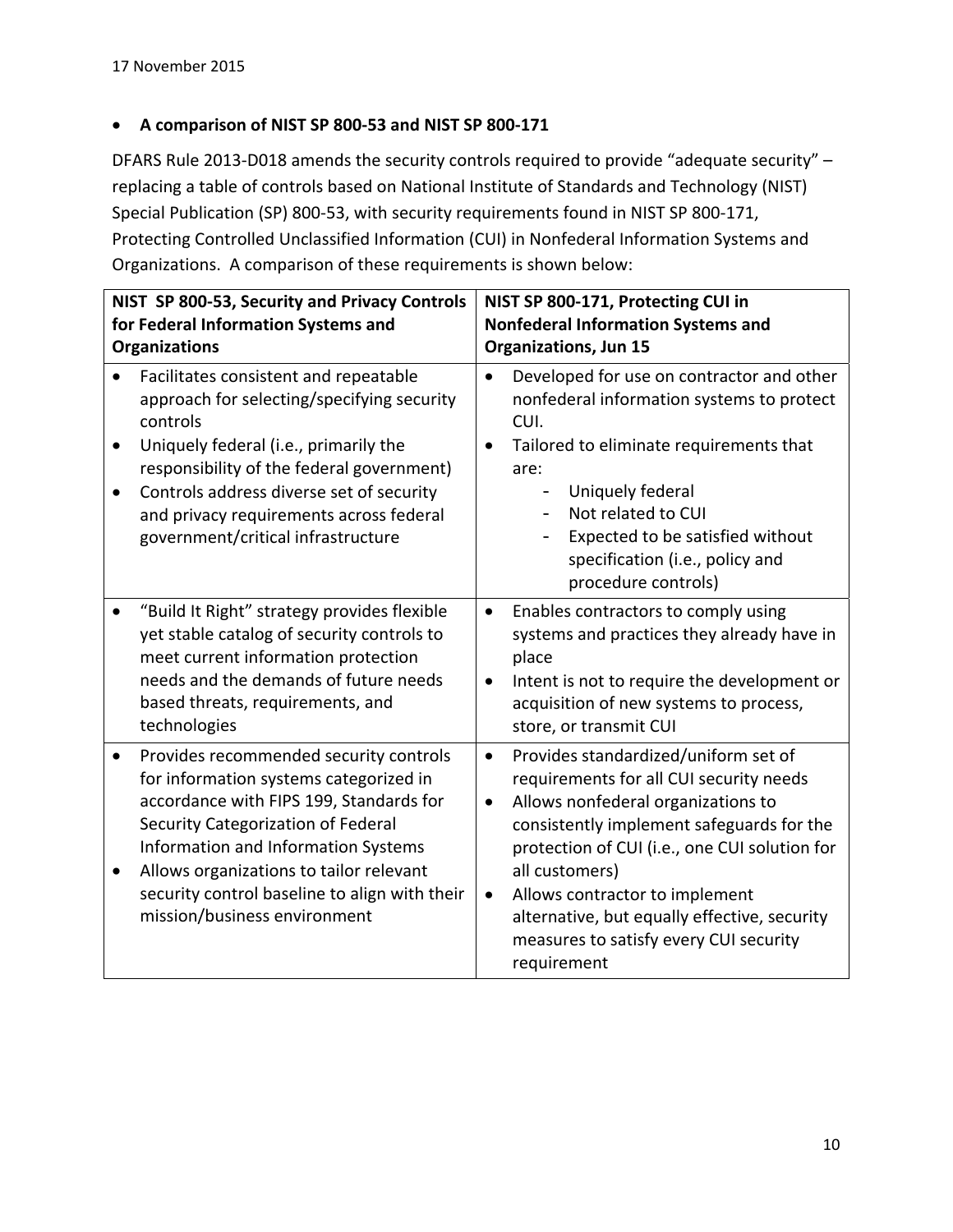17 November 2015

- **A comparison of NIST SP 800-53 and NIST SP 800-171**

DFARS Rule 2013-D018 amends the security controls required to provide "adequate security" – replacing a table of controls based on National Institute of Standards and Technology (NIST) Special Publication (SP) 800-53, with security requirements found in NIST SP 800-171, Protecting Controlled Unclassified Information (CUI) in Nonfederal Information Systems and Organizations. A comparison of these requirements is shown below:

| NIST SP 800-53, Security and Privacy Controls for Federal Information Systems and Organizations | NIST SP 800-171, Protecting CUI in Nonfederal Information Systems and Organizations, Jun 15 |
|---|---|
| • Facilitates consistent and repeatable approach for selecting/specifying security controls<br>• Uniquely federal (i.e., primarily the responsibility of the federal government)<br>• Controls address diverse set of security and privacy requirements across federal government/critical infrastructure | • Developed for use on contractor and other nonfederal information systems to protect CUI.<br>• Tailored to eliminate requirements that are:<br>- Uniquely federal<br>- Not related to CUI<br>- Expected to be satisfied without specification (i.e., policy and procedure controls) |
| • "Build It Right" strategy provides flexible yet stable catalog of security controls to meet current information protection needs and the demands of future needs based threats, requirements, and technologies | • Enables contractors to comply using systems and practices they already have in place<br>• Intent is not to require the development or acquisition of new systems to process, store, or transmit CUI |
| • Provides recommended security controls for information systems categorized in accordance with FIPS 199, Standards for Security Categorization of Federal Information and Information Systems<br>• Allows organizations to tailor relevant security control baseline to align with their mission/business environment | • Provides standardized/uniform set of requirements for all CUI security needs<br>• Allows nonfederal organizations to consistently implement safeguards for the protection of CUI (i.e., one CUI solution for all customers)<br>• Allows contractor to implement alternative, but equally effective, security measures to satisfy every CUI security requirement |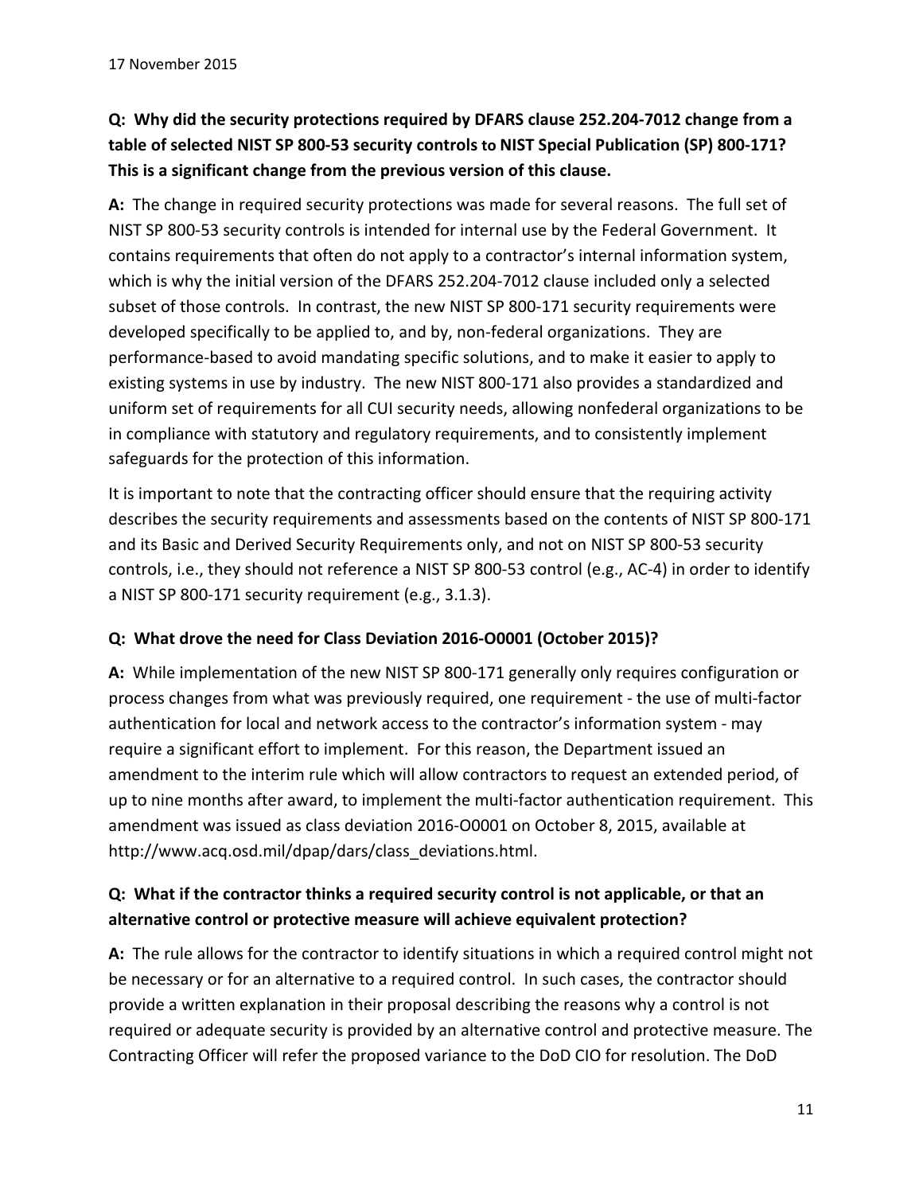17 November 2015

**Q: Why did the security protections required by DFARS clause 252.204-7012 change from a table of selected NIST SP 800-53 security controls to NIST Special Publication (SP) 800-171? This is a significant change from the previous version of this clause.**

**A:** The change in required security protections was made for several reasons. The full set of NIST SP 800-53 security controls is intended for internal use by the Federal Government. It contains requirements that often do not apply to a contractor's internal information system, which is why the initial version of the DFARS 252.204-7012 clause included only a selected subset of those controls. In contrast, the new NIST SP 800-171 security requirements were developed specifically to be applied to, and by, non-federal organizations. They are performance-based to avoid mandating specific solutions, and to make it easier to apply to existing systems in use by industry. The new NIST 800-171 also provides a standardized and uniform set of requirements for all CUI security needs, allowing nonfederal organizations to be in compliance with statutory and regulatory requirements, and to consistently implement safeguards for the protection of this information.

It is important to note that the contracting officer should ensure that the requiring activity describes the security requirements and assessments based on the contents of NIST SP 800-171 and its Basic and Derived Security Requirements only, and not on NIST SP 800-53 security controls, i.e., they should not reference a NIST SP 800-53 control (e.g., AC-4) in order to identify a NIST SP 800-171 security requirement (e.g., 3.1.3).

**Q: What drove the need for Class Deviation 2016-O0001 (October 2015)?**

**A:** While implementation of the new NIST SP 800-171 generally only requires configuration or process changes from what was previously required, one requirement - the use of multi-factor authentication for local and network access to the contractor's information system - may require a significant effort to implement. For this reason, the Department issued an amendment to the interim rule which will allow contractors to request an extended period, of up to nine months after award, to implement the multi-factor authentication requirement. This amendment was issued as class deviation 2016-O0001 on October 8, 2015, available at http://www.acq.osd.mil/dpap/dars/class_deviations.html.

**Q: What if the contractor thinks a required security control is not applicable, or that an alternative control or protective measure will achieve equivalent protection?**

**A:** The rule allows for the contractor to identify situations in which a required control might not be necessary or for an alternative to a required control. In such cases, the contractor should provide a written explanation in their proposal describing the reasons why a control is not required or adequate security is provided by an alternative control and protective measure. The Contracting Officer will refer the proposed variance to the DoD CIO for resolution. The DoD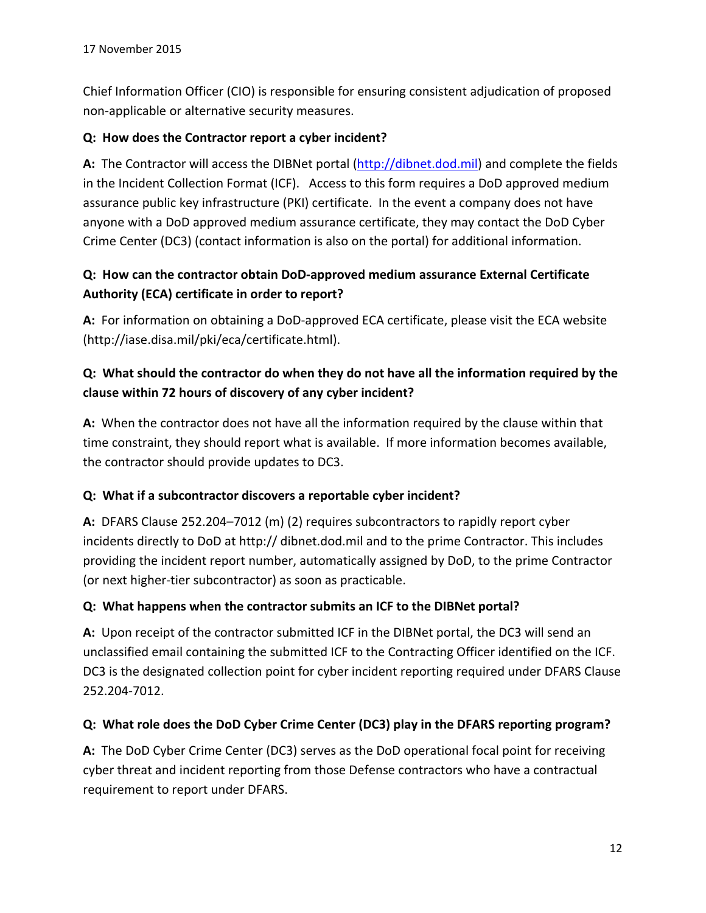Chief Information Officer (CIO) is responsible for ensuring consistent adjudication of proposed non-applicable or alternative security measures.

**Q: How does the Contractor report a cyber incident?**

**A:** The Contractor will access the DIBNet portal (http://dibnet.dod.mil) and complete the fields in the Incident Collection Format (ICF). Access to this form requires a DoD approved medium assurance public key infrastructure (PKI) certificate. In the event a company does not have anyone with a DoD approved medium assurance certificate, they may contact the DoD Cyber Crime Center (DC3) (contact information is also on the portal) for additional information.

**Q: How can the contractor obtain DoD-approved medium assurance External Certificate Authority (ECA) certificate in order to report?**

**A:** For information on obtaining a DoD-approved ECA certificate, please visit the ECA website (http://iase.disa.mil/pki/eca/certificate.html).

**Q: What should the contractor do when they do not have all the information required by the clause within 72 hours of discovery of any cyber incident?**

**A:** When the contractor does not have all the information required by the clause within that time constraint, they should report what is available. If more information becomes available, the contractor should provide updates to DC3.

**Q: What if a subcontractor discovers a reportable cyber incident?**

**A:** DFARS Clause 252.204–7012 (m) (2) requires subcontractors to rapidly report cyber incidents directly to DoD at http:// dibnet.dod.mil and to the prime Contractor. This includes providing the incident report number, automatically assigned by DoD, to the prime Contractor (or next higher-tier subcontractor) as soon as practicable.

**Q: What happens when the contractor submits an ICF to the DIBNet portal?**

**A:** Upon receipt of the contractor submitted ICF in the DIBNet portal, the DC3 will send an unclassified email containing the submitted ICF to the Contracting Officer identified on the ICF. DC3 is the designated collection point for cyber incident reporting required under DFARS Clause 252.204-7012.

**Q: What role does the DoD Cyber Crime Center (DC3) play in the DFARS reporting program?**

**A:** The DoD Cyber Crime Center (DC3) serves as the DoD operational focal point for receiving cyber threat and incident reporting from those Defense contractors who have a contractual requirement to report under DFARS.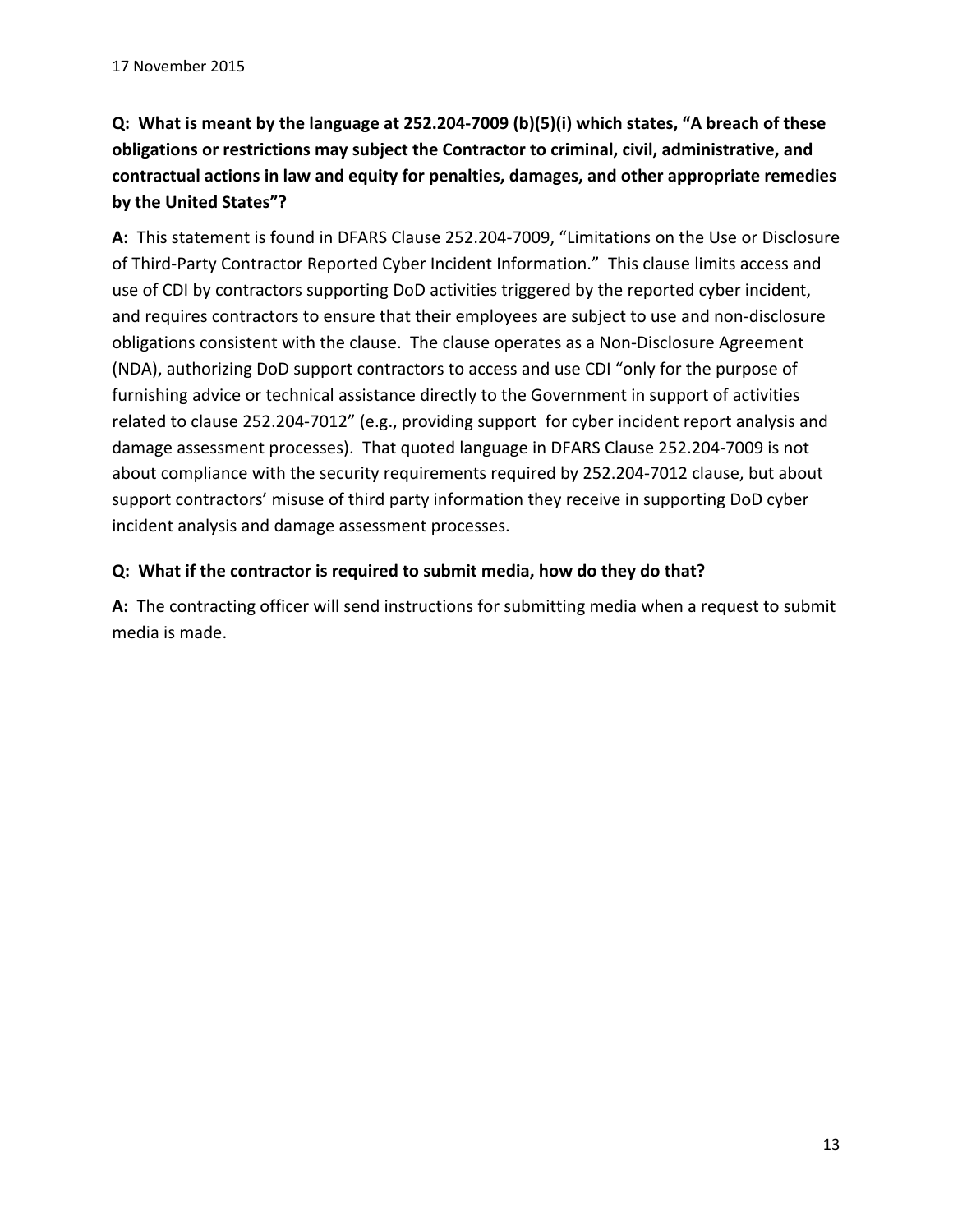**Q: What is meant by the language at 252.204-7009 (b)(5)(i) which states, "A breach of these obligations or restrictions may subject the Contractor to criminal, civil, administrative, and contractual actions in law and equity for penalties, damages, and other appropriate remedies by the United States"?**

**A:** This statement is found in DFARS Clause 252.204-7009, "Limitations on the Use or Disclosure of Third-Party Contractor Reported Cyber Incident Information." This clause limits access and use of CDI by contractors supporting DoD activities triggered by the reported cyber incident, and requires contractors to ensure that their employees are subject to use and non-disclosure obligations consistent with the clause. The clause operates as a Non-Disclosure Agreement (NDA), authorizing DoD support contractors to access and use CDI "only for the purpose of furnishing advice or technical assistance directly to the Government in support of activities related to clause 252.204-7012" (e.g., providing support for cyber incident report analysis and damage assessment processes). That quoted language in DFARS Clause 252.204-7009 is not about compliance with the security requirements required by 252.204-7012 clause, but about support contractors' misuse of third party information they receive in supporting DoD cyber incident analysis and damage assessment processes.

**Q: What if the contractor is required to submit media, how do they do that?**

**A:** The contracting officer will send instructions for submitting media when a request to submit media is made.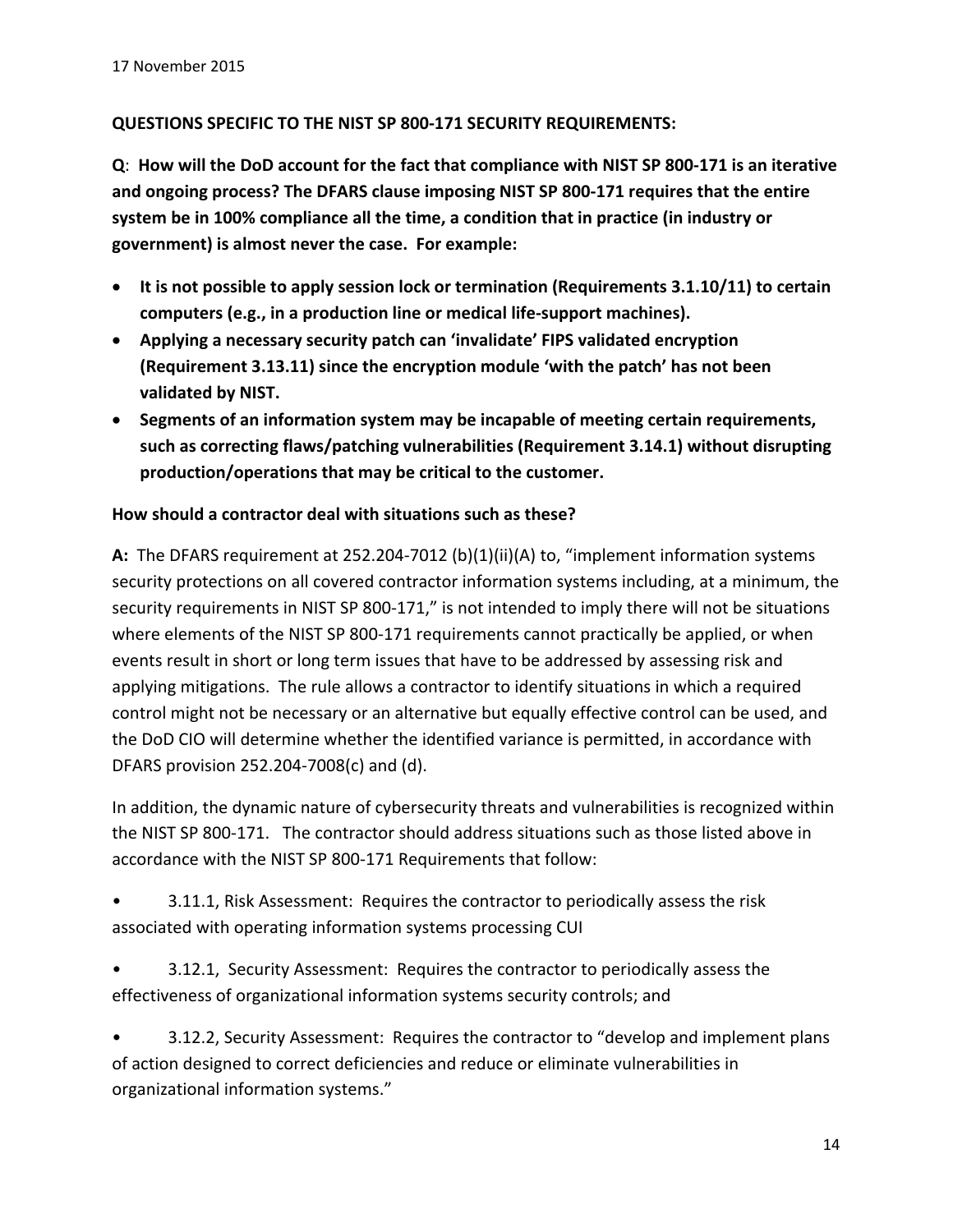17 November 2015

**QUESTIONS SPECIFIC TO THE NIST SP 800-171 SECURITY REQUIREMENTS:**

**Q**: **How will the DoD account for the fact that compliance with NIST SP 800-171 is an iterative and ongoing process? The DFARS clause imposing NIST SP 800-171 requires that the entire system be in 100% compliance all the time, a condition that in practice (in industry or government) is almost never the case. For example:**

- **It is not possible to apply session lock or termination (Requirements 3.1.10/11) to certain computers (e.g., in a production line or medical life-support machines).**
- **Applying a necessary security patch can 'invalidate' FIPS validated encryption (Requirement 3.13.11) since the encryption module 'with the patch' has not been validated by NIST.**
- **Segments of an information system may be incapable of meeting certain requirements, such as correcting flaws/patching vulnerabilities (Requirement 3.14.1) without disrupting production/operations that may be critical to the customer.**

**How should a contractor deal with situations such as these?**

**A:** The DFARS requirement at 252.204-7012 (b)(1)(ii)(A) to, "implement information systems security protections on all covered contractor information systems including, at a minimum, the security requirements in NIST SP 800-171," is not intended to imply there will not be situations where elements of the NIST SP 800-171 requirements cannot practically be applied, or when events result in short or long term issues that have to be addressed by assessing risk and applying mitigations. The rule allows a contractor to identify situations in which a required control might not be necessary or an alternative but equally effective control can be used, and the DoD CIO will determine whether the identified variance is permitted, in accordance with DFARS provision 252.204-7008(c) and (d).

In addition, the dynamic nature of cybersecurity threats and vulnerabilities is recognized within the NIST SP 800-171. The contractor should address situations such as those listed above in accordance with the NIST SP 800-171 Requirements that follow:

- 3.11.1, Risk Assessment: Requires the contractor to periodically assess the risk associated with operating information systems processing CUI
- 3.12.1, Security Assessment: Requires the contractor to periodically assess the effectiveness of organizational information systems security controls; and
- 3.12.2, Security Assessment: Requires the contractor to "develop and implement plans of action designed to correct deficiencies and reduce or eliminate vulnerabilities in organizational information systems."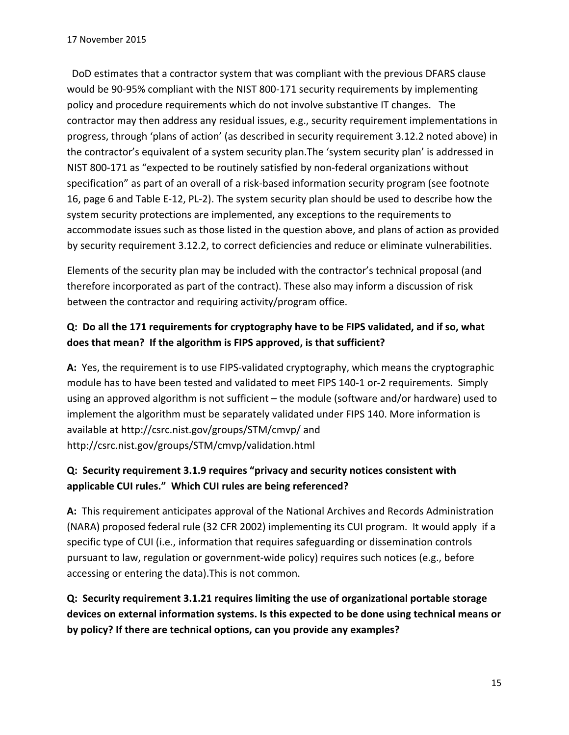DoD estimates that a contractor system that was compliant with the previous DFARS clause would be 90-95% compliant with the NIST 800-171 security requirements by implementing policy and procedure requirements which do not involve substantive IT changes. The contractor may then address any residual issues, e.g., security requirement implementations in progress, through 'plans of action' (as described in security requirement 3.12.2 noted above) in the contractor's equivalent of a system security plan.The 'system security plan' is addressed in NIST 800-171 as "expected to be routinely satisfied by non-federal organizations without specification" as part of an overall of a risk-based information security program (see footnote 16, page 6 and Table E-12, PL-2). The system security plan should be used to describe how the system security protections are implemented, any exceptions to the requirements to accommodate issues such as those listed in the question above, and plans of action as provided by security requirement 3.12.2, to correct deficiencies and reduce or eliminate vulnerabilities.

Elements of the security plan may be included with the contractor's technical proposal (and therefore incorporated as part of the contract). These also may inform a discussion of risk between the contractor and requiring activity/program office.

**Q: Do all the 171 requirements for cryptography have to be FIPS validated, and if so, what does that mean? If the algorithm is FIPS approved, is that sufficient?**

**A:** Yes, the requirement is to use FIPS-validated cryptography, which means the cryptographic module has to have been tested and validated to meet FIPS 140-1 or-2 requirements. Simply using an approved algorithm is not sufficient – the module (software and/or hardware) used to implement the algorithm must be separately validated under FIPS 140. More information is available at http://csrc.nist.gov/groups/STM/cmvp/ and http://csrc.nist.gov/groups/STM/cmvp/validation.html

**Q: Security requirement 3.1.9 requires "privacy and security notices consistent with applicable CUI rules." Which CUI rules are being referenced?**

**A:** This requirement anticipates approval of the National Archives and Records Administration (NARA) proposed federal rule (32 CFR 2002) implementing its CUI program. It would apply if a specific type of CUI (i.e., information that requires safeguarding or dissemination controls pursuant to law, regulation or government-wide policy) requires such notices (e.g., before accessing or entering the data).This is not common.

**Q: Security requirement 3.1.21 requires limiting the use of organizational portable storage devices on external information systems. Is this expected to be done using technical means or by policy? If there are technical options, can you provide any examples?**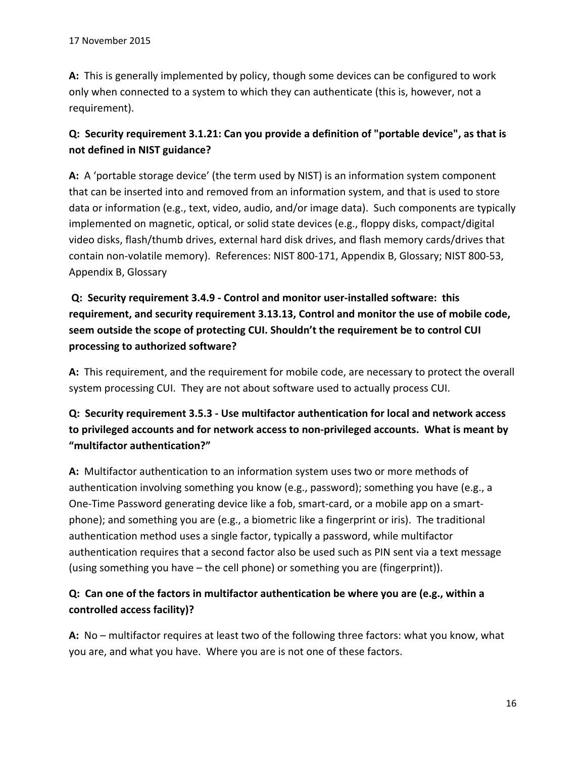**A:** This is generally implemented by policy, though some devices can be configured to work only when connected to a system to which they can authenticate (this is, however, not a requirement).

**Q: Security requirement 3.1.21: Can you provide a definition of "portable device", as that is not defined in NIST guidance?**

**A:** A 'portable storage device' (the term used by NIST) is an information system component that can be inserted into and removed from an information system, and that is used to store data or information (e.g., text, video, audio, and/or image data). Such components are typically implemented on magnetic, optical, or solid state devices (e.g., floppy disks, compact/digital video disks, flash/thumb drives, external hard disk drives, and flash memory cards/drives that contain non-volatile memory). References: NIST 800-171, Appendix B, Glossary; NIST 800-53, Appendix B, Glossary

**Q: Security requirement 3.4.9 - Control and monitor user-installed software: this requirement, and security requirement 3.13.13, Control and monitor the use of mobile code, seem outside the scope of protecting CUI. Shouldn't the requirement be to control CUI processing to authorized software?**

**A:** This requirement, and the requirement for mobile code, are necessary to protect the overall system processing CUI. They are not about software used to actually process CUI.

**Q: Security requirement 3.5.3 - Use multifactor authentication for local and network access to privileged accounts and for network access to non-privileged accounts. What is meant by "multifactor authentication?"**

**A:** Multifactor authentication to an information system uses two or more methods of authentication involving something you know (e.g., password); something you have (e.g., a One-Time Password generating device like a fob, smart-card, or a mobile app on a smart-phone); and something you are (e.g., a biometric like a fingerprint or iris). The traditional authentication method uses a single factor, typically a password, while multifactor authentication requires that a second factor also be used such as PIN sent via a text message (using something you have – the cell phone) or something you are (fingerprint)).

**Q: Can one of the factors in multifactor authentication be where you are (e.g., within a controlled access facility)?**

**A:** No – multifactor requires at least two of the following three factors: what you know, what you are, and what you have. Where you are is not one of these factors.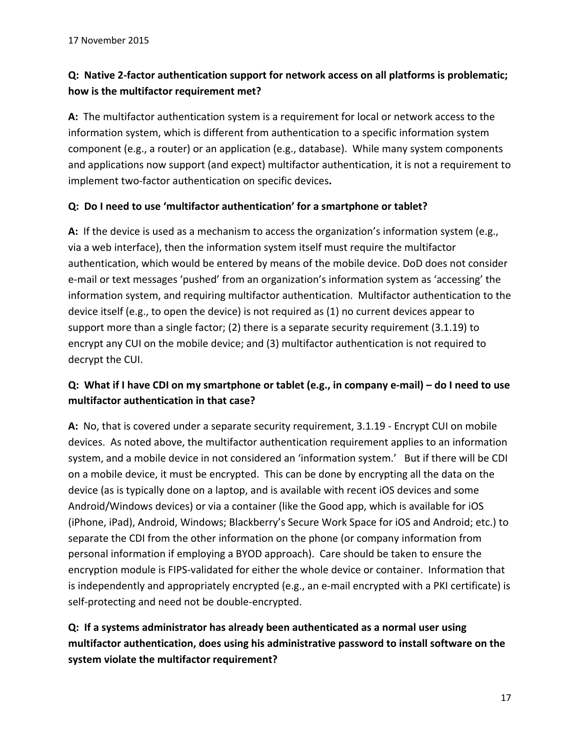**Q: Native 2-factor authentication support for network access on all platforms is problematic; how is the multifactor requirement met?**

**A:** The multifactor authentication system is a requirement for local or network access to the information system, which is different from authentication to a specific information system component (e.g., a router) or an application (e.g., database). While many system components and applications now support (and expect) multifactor authentication, it is not a requirement to implement two-factor authentication on specific devices**.**

**Q: Do I need to use 'multifactor authentication' for a smartphone or tablet?**

**A:** If the device is used as a mechanism to access the organization's information system (e.g., via a web interface), then the information system itself must require the multifactor authentication, which would be entered by means of the mobile device. DoD does not consider e-mail or text messages 'pushed' from an organization's information system as 'accessing' the information system, and requiring multifactor authentication. Multifactor authentication to the device itself (e.g., to open the device) is not required as (1) no current devices appear to support more than a single factor; (2) there is a separate security requirement (3.1.19) to encrypt any CUI on the mobile device; and (3) multifactor authentication is not required to decrypt the CUI.

**Q: What if I have CDI on my smartphone or tablet (e.g., in company e-mail) – do I need to use multifactor authentication in that case?**

**A:** No, that is covered under a separate security requirement, 3.1.19 - Encrypt CUI on mobile devices. As noted above, the multifactor authentication requirement applies to an information system, and a mobile device in not considered an 'information system.' But if there will be CDI on a mobile device, it must be encrypted. This can be done by encrypting all the data on the device (as is typically done on a laptop, and is available with recent iOS devices and some Android/Windows devices) or via a container (like the Good app, which is available for iOS (iPhone, iPad), Android, Windows; Blackberry's Secure Work Space for iOS and Android; etc.) to separate the CDI from the other information on the phone (or company information from personal information if employing a BYOD approach). Care should be taken to ensure the encryption module is FIPS-validated for either the whole device or container. Information that is independently and appropriately encrypted (e.g., an e-mail encrypted with a PKI certificate) is self-protecting and need not be double-encrypted.

**Q: If a systems administrator has already been authenticated as a normal user using multifactor authentication, does using his administrative password to install software on the system violate the multifactor requirement?**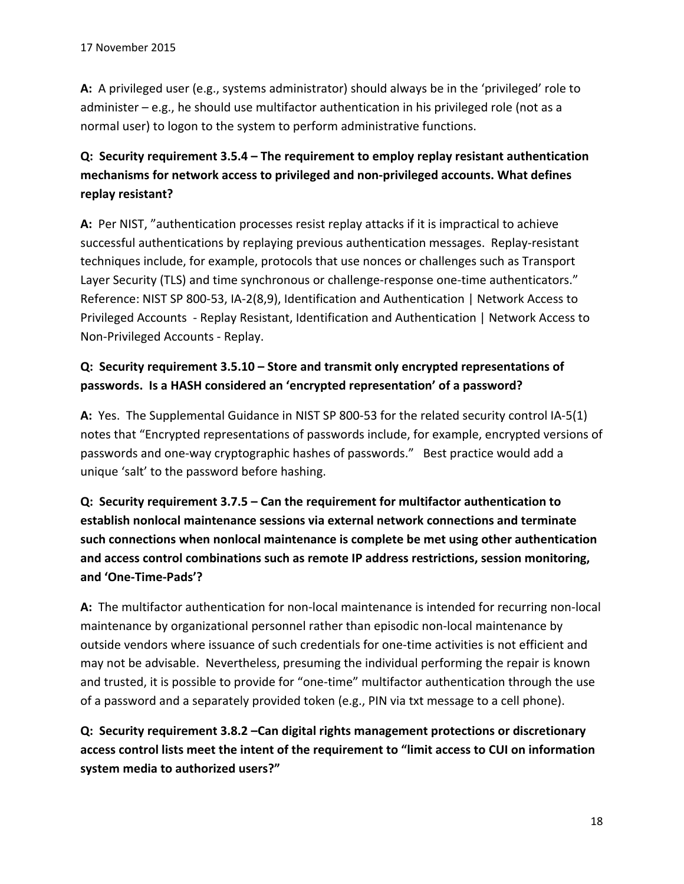**A:** A privileged user (e.g., systems administrator) should always be in the 'privileged' role to administer – e.g., he should use multifactor authentication in his privileged role (not as a normal user) to logon to the system to perform administrative functions.

**Q: Security requirement 3.5.4 – The requirement to employ replay resistant authentication mechanisms for network access to privileged and non-privileged accounts. What defines replay resistant?**

**A:** Per NIST, "authentication processes resist replay attacks if it is impractical to achieve successful authentications by replaying previous authentication messages. Replay-resistant techniques include, for example, protocols that use nonces or challenges such as Transport Layer Security (TLS) and time synchronous or challenge-response one-time authenticators." Reference: NIST SP 800-53, IA-2(8,9), Identification and Authentication | Network Access to Privileged Accounts - Replay Resistant, Identification and Authentication | Network Access to Non-Privileged Accounts - Replay.

**Q: Security requirement 3.5.10 – Store and transmit only encrypted representations of passwords. Is a HASH considered an 'encrypted representation' of a password?**

**A:** Yes. The Supplemental Guidance in NIST SP 800-53 for the related security control IA-5(1) notes that "Encrypted representations of passwords include, for example, encrypted versions of passwords and one-way cryptographic hashes of passwords." Best practice would add a unique 'salt' to the password before hashing.

**Q: Security requirement 3.7.5 – Can the requirement for multifactor authentication to establish nonlocal maintenance sessions via external network connections and terminate such connections when nonlocal maintenance is complete be met using other authentication and access control combinations such as remote IP address restrictions, session monitoring, and 'One-Time-Pads'?**

**A:** The multifactor authentication for non-local maintenance is intended for recurring non-local maintenance by organizational personnel rather than episodic non-local maintenance by outside vendors where issuance of such credentials for one-time activities is not efficient and may not be advisable. Nevertheless, presuming the individual performing the repair is known and trusted, it is possible to provide for "one-time" multifactor authentication through the use of a password and a separately provided token (e.g., PIN via txt message to a cell phone).

**Q: Security requirement 3.8.2 –Can digital rights management protections or discretionary access control lists meet the intent of the requirement to "limit access to CUI on information system media to authorized users?"**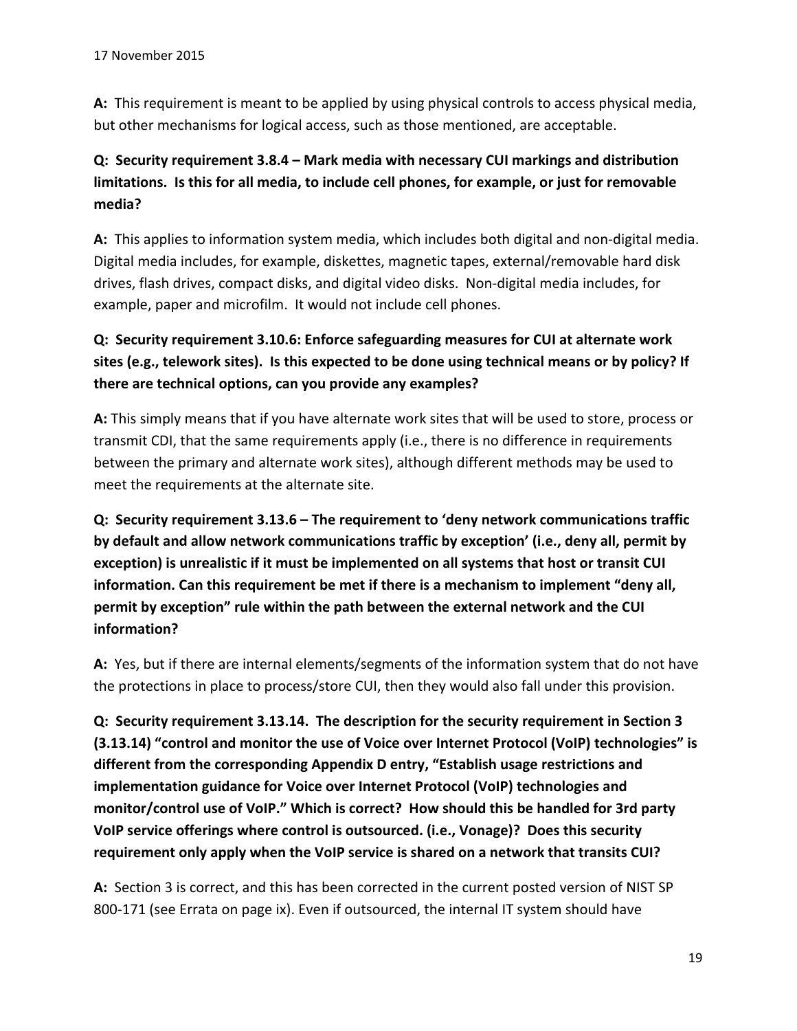**A:** This requirement is meant to be applied by using physical controls to access physical media, but other mechanisms for logical access, such as those mentioned, are acceptable.

**Q: Security requirement 3.8.4 – Mark media with necessary CUI markings and distribution limitations. Is this for all media, to include cell phones, for example, or just for removable media?**

**A:** This applies to information system media, which includes both digital and non-digital media. Digital media includes, for example, diskettes, magnetic tapes, external/removable hard disk drives, flash drives, compact disks, and digital video disks. Non-digital media includes, for example, paper and microfilm. It would not include cell phones.

**Q: Security requirement 3.10.6: Enforce safeguarding measures for CUI at alternate work sites (e.g., telework sites). Is this expected to be done using technical means or by policy? If there are technical options, can you provide any examples?**

**A:** This simply means that if you have alternate work sites that will be used to store, process or transmit CDI, that the same requirements apply (i.e., there is no difference in requirements between the primary and alternate work sites), although different methods may be used to meet the requirements at the alternate site.

**Q: Security requirement 3.13.6 – The requirement to 'deny network communications traffic by default and allow network communications traffic by exception' (i.e., deny all, permit by exception) is unrealistic if it must be implemented on all systems that host or transit CUI information. Can this requirement be met if there is a mechanism to implement "deny all, permit by exception" rule within the path between the external network and the CUI information?**

**A:** Yes, but if there are internal elements/segments of the information system that do not have the protections in place to process/store CUI, then they would also fall under this provision.

**Q: Security requirement 3.13.14. The description for the security requirement in Section 3 (3.13.14) "control and monitor the use of Voice over Internet Protocol (VoIP) technologies" is different from the corresponding Appendix D entry, "Establish usage restrictions and implementation guidance for Voice over Internet Protocol (VoIP) technologies and monitor/control use of VoIP." Which is correct? How should this be handled for 3rd party VoIP service offerings where control is outsourced. (i.e., Vonage)? Does this security requirement only apply when the VoIP service is shared on a network that transits CUI?**

**A:** Section 3 is correct, and this has been corrected in the current posted version of NIST SP 800-171 (see Errata on page ix). Even if outsourced, the internal IT system should have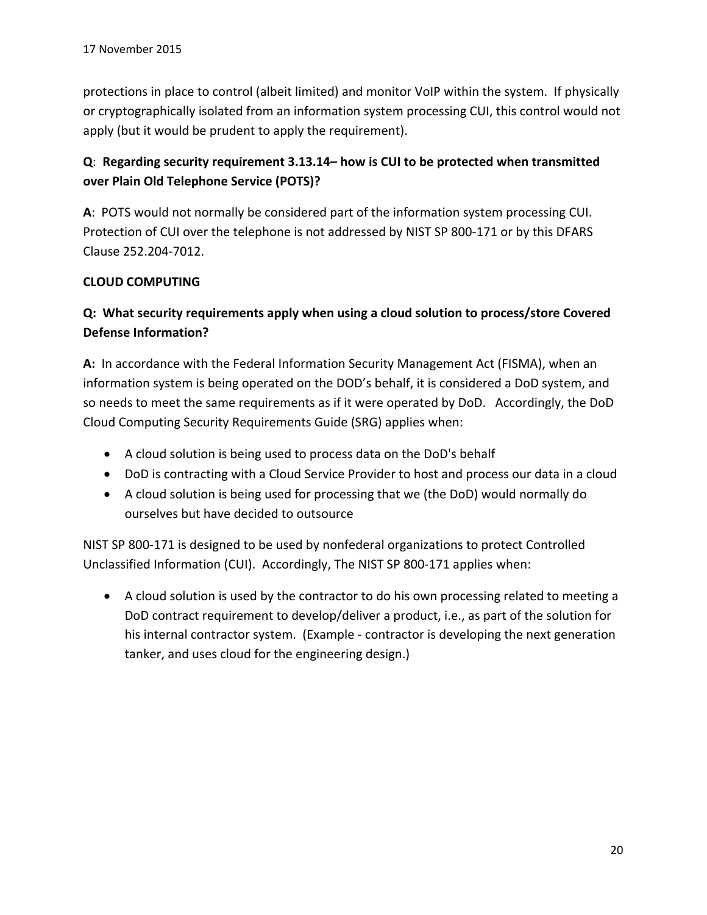protections in place to control (albeit limited) and monitor VoIP within the system. If physically or cryptographically isolated from an information system processing CUI, this control would not apply (but it would be prudent to apply the requirement).

**Q**: **Regarding security requirement 3.13.14– how is CUI to be protected when transmitted over Plain Old Telephone Service (POTS)?**

**A**: POTS would not normally be considered part of the information system processing CUI. Protection of CUI over the telephone is not addressed by NIST SP 800-171 or by this DFARS Clause 252.204-7012.

**CLOUD COMPUTING**

**Q: What security requirements apply when using a cloud solution to process/store Covered Defense Information?**

**A:** In accordance with the Federal Information Security Management Act (FISMA), when an information system is being operated on the DOD's behalf, it is considered a DoD system, and so needs to meet the same requirements as if it were operated by DoD. Accordingly, the DoD Cloud Computing Security Requirements Guide (SRG) applies when:

- A cloud solution is being used to process data on the DoD's behalf
- DoD is contracting with a Cloud Service Provider to host and process our data in a cloud
- A cloud solution is being used for processing that we (the DoD) would normally do ourselves but have decided to outsource

NIST SP 800-171 is designed to be used by nonfederal organizations to protect Controlled Unclassified Information (CUI). Accordingly, The NIST SP 800-171 applies when:

- A cloud solution is used by the contractor to do his own processing related to meeting a DoD contract requirement to develop/deliver a product, i.e., as part of the solution for his internal contractor system. (Example - contractor is developing the next generation tanker, and uses cloud for the engineering design.)